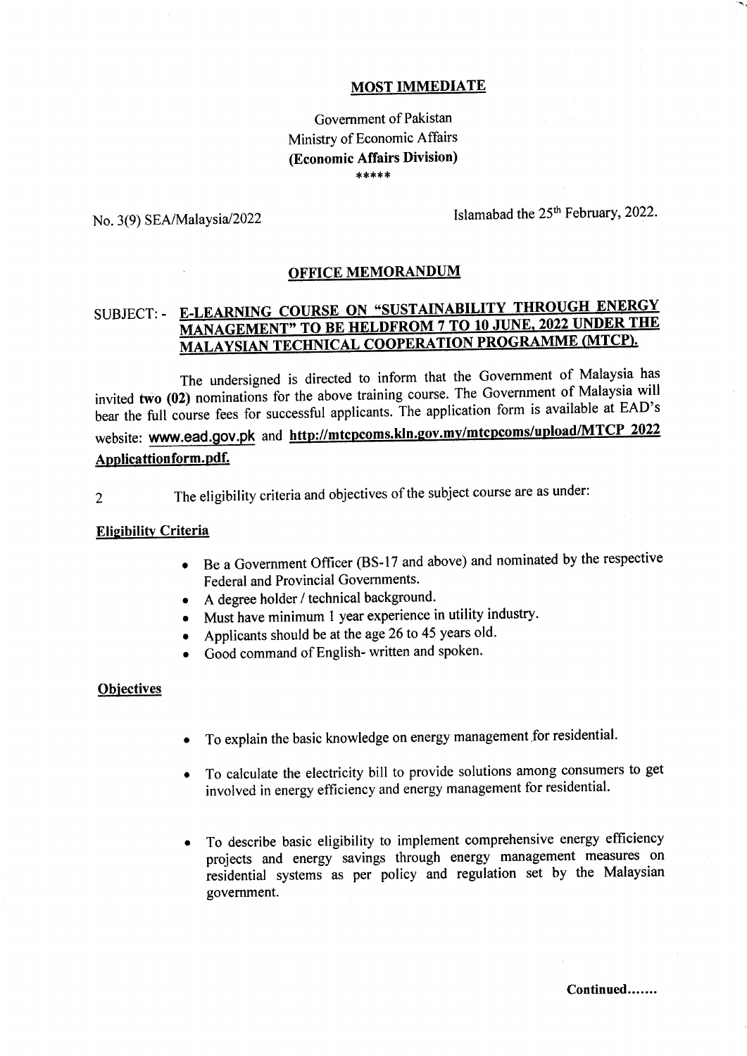**MOST IMMEDIATE**

Government of Pakistan
Ministry of Economic Affairs
**(Economic Affairs Division)**
*****

No. 3(9) SEA/Malaysia/2022

Islamabad the 25th February, 2022.

## OFFICE MEMORANDUM

SUBJECT: - **E-LEARNING COURSE ON "SUSTAINABILITY THROUGH ENERGY MANAGEMENT" TO BE HELDFROM 7 TO 10 JUNE, 2022 UNDER THE MALAYSIAN TECHNICAL COOPERATION PROGRAMME (MTCP).**

The undersigned is directed to inform that the Government of Malaysia has invited **two (02)** nominations for the above training course. The Government of Malaysia will bear the full course fees for successful applicants. The application form is available at EAD's website: www.ead.gov.pk and **http://mtcpcoms.kln.gov.my/mtcpcoms/upload/MTCP 2022 Applicattionform.pdf.**

2 The eligibility criteria and objectives of the subject course are as under:

**Eligibility Criteria**

- Be a Government Officer (BS-17 and above) and nominated by the respective Federal and Provincial Governments.
- A degree holder / technical background.
- Must have minimum 1 year experience in utility industry.
- Applicants should be at the age 26 to 45 years old.
- Good command of English- written and spoken.

**Objectives**

- To explain the basic knowledge on energy management for residential.
- To calculate the electricity bill to provide solutions among consumers to get involved in energy efficiency and energy management for residential.
- To describe basic eligibility to implement comprehensive energy efficiency projects and energy savings through energy management measures on residential systems as per policy and regulation set by the Malaysian government.

**Continued.......**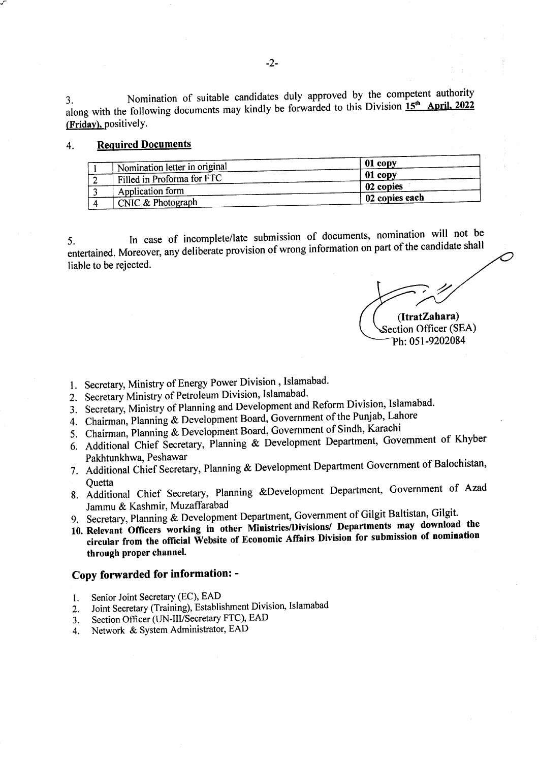3. Nomination of suitable candidates duly approved by the competent authority along with the following documents may kindly be forwarded to this Division **15th April, 2022 (Friday),** positively.

4. **Required Documents**

| | | |
|---|---|---|
| 1 | Nomination letter in original | **01 copy** |
| 2 | Filled in Proforma for FTC | **01 copy** |
| 3 | Application form | **02 copies** |
| 4 | CNIC & Photograph | **02 copies each** |

5. In case of incomplete/late submission of documents, nomination will not be entertained. Moreover, any deliberate provision of wrong information on part of the candidate shall liable to be rejected.

**(ItratZahara)**
Section Officer (SEA)
Ph: 051-9202084

1. Secretary, Ministry of Energy Power Division , Islamabad.
2. Secretary Ministry of Petroleum Division, Islamabad.
3. Secretary, Ministry of Planning and Development and Reform Division, Islamabad.
4. Chairman, Planning & Development Board, Government of the Punjab, Lahore
5. Chairman, Planning & Development Board, Government of Sindh, Karachi
6. Additional Chief Secretary, Planning & Development Department, Government of Khyber Pakhtunkhwa, Peshawar
7. Additional Chief Secretary, Planning & Development Department Government of Balochistan, Quetta
8. Additional Chief Secretary, Planning &Development Department, Government of Azad Jammu & Kashmir, Muzaffarabad
9. Secretary, Planning & Development Department, Government of Gilgit Baltistan, Gilgit.
10. **Relevant Officers working in other Ministries/Divisions/ Departments may download the circular from the official Website of Economic Affairs Division for submission of nomination through proper channel.**

## Copy forwarded for information: -

1. Senior Joint Secretary (EC), EAD
2. Joint Secretary (Training), Establishment Division, Islamabad
3. Section Officer (UN-III/Secretary FTC), EAD
4. Network & System Administrator, EAD